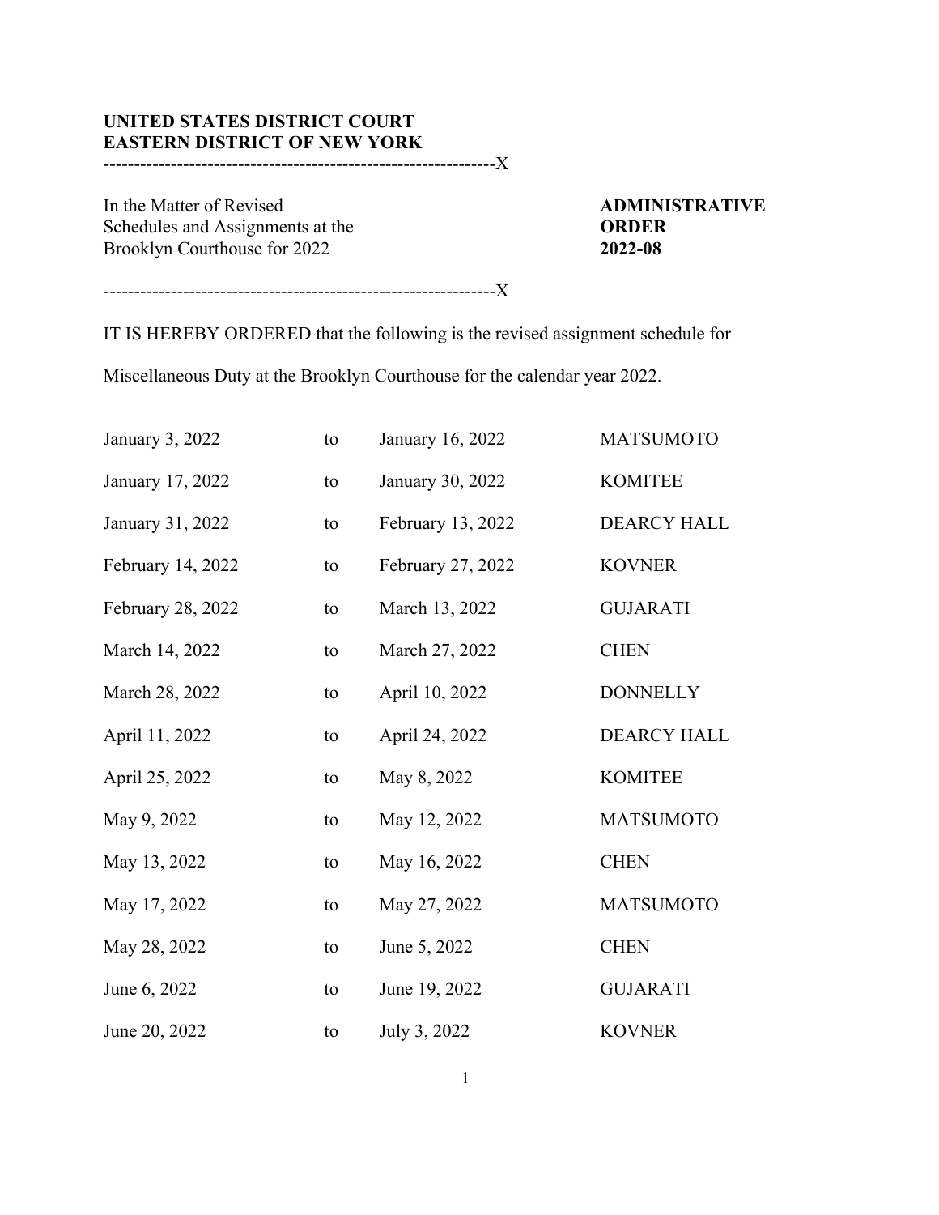**UNITED STATES DISTRICT COURT**
**EASTERN DISTRICT OF NEW YORK**

---------------------------------------------------------------X

| | |
|---|---|
| In the Matter of Revised Schedules and Assignments at the Brooklyn Courthouse for 2022 | **ADMINISTRATIVE ORDER 2022-08** |

---------------------------------------------------------------X

IT IS HEREBY ORDERED that the following is the revised assignment schedule for Miscellaneous Duty at the Brooklyn Courthouse for the calendar year 2022.

| | | | |
|---|---|---|---|
| January 3, 2022 | to | January 16, 2022 | MATSUMOTO |
| January 17, 2022 | to | January 30, 2022 | KOMITEE |
| January 31, 2022 | to | February 13, 2022 | DEARCY HALL |
| February 14, 2022 | to | February 27, 2022 | KOVNER |
| February 28, 2022 | to | March 13, 2022 | GUJARATI |
| March 14, 2022 | to | March 27, 2022 | CHEN |
| March 28, 2022 | to | April 10, 2022 | DONNELLY |
| April 11, 2022 | to | April 24, 2022 | DEARCY HALL |
| April 25, 2022 | to | May 8, 2022 | KOMITEE |
| May 9, 2022 | to | May 12, 2022 | MATSUMOTO |
| May 13, 2022 | to | May 16, 2022 | CHEN |
| May 17, 2022 | to | May 27, 2022 | MATSUMOTO |
| May 28, 2022 | to | June 5, 2022 | CHEN |
| June 6, 2022 | to | June 19, 2022 | GUJARATI |
| June 20, 2022 | to | July 3, 2022 | KOVNER |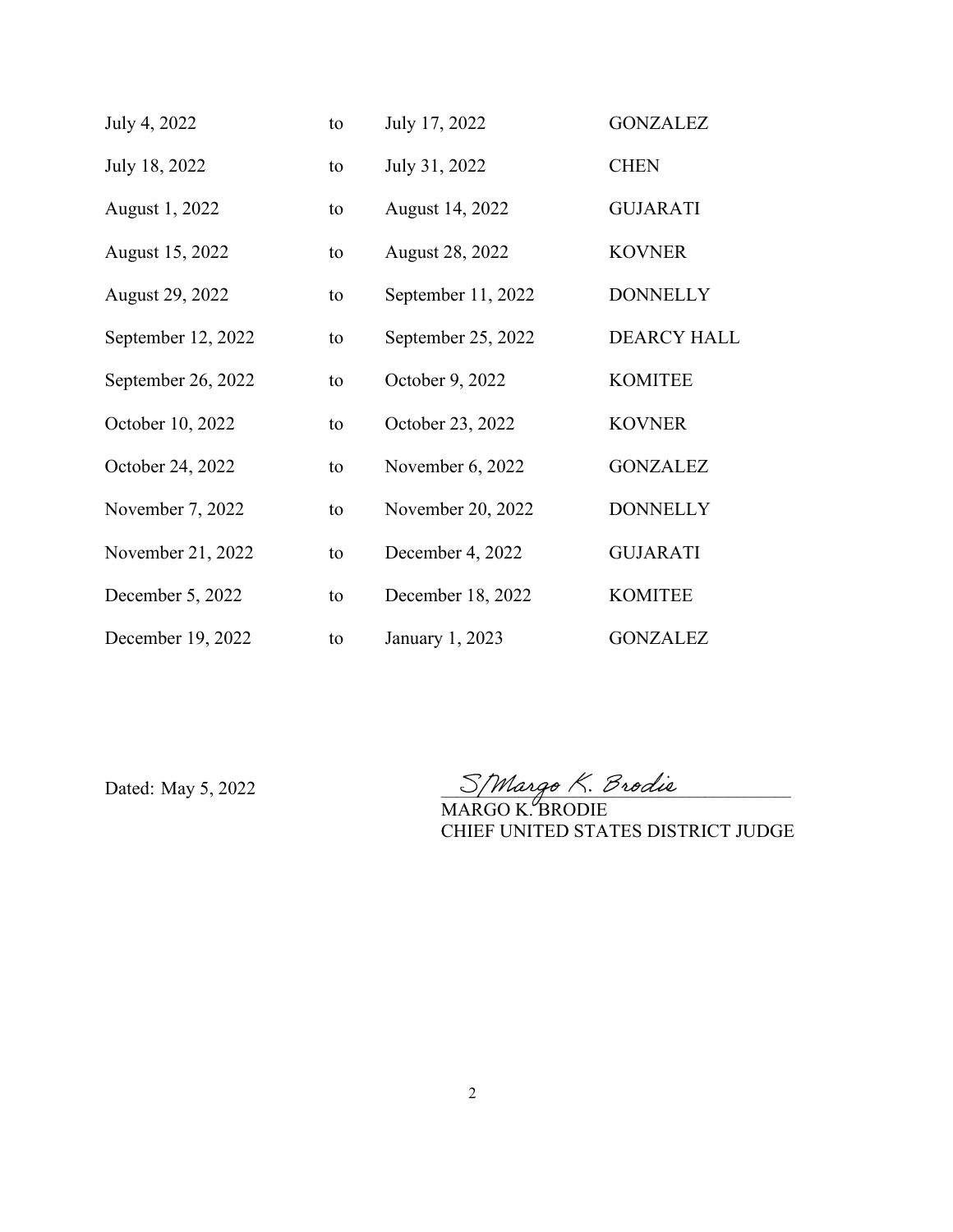| | | | |
|---|---|---|---|
| July 4, 2022 | to | July 17, 2022 | GONZALEZ |
| July 18, 2022 | to | July 31, 2022 | CHEN |
| August 1, 2022 | to | August 14, 2022 | GUJARATI |
| August 15, 2022 | to | August 28, 2022 | KOVNER |
| August 29, 2022 | to | September 11, 2022 | DONNELLY |
| September 12, 2022 | to | September 25, 2022 | DEARCY HALL |
| September 26, 2022 | to | October 9, 2022 | KOMITEE |
| October 10, 2022 | to | October 23, 2022 | KOVNER |
| October 24, 2022 | to | November 6, 2022 | GONZALEZ |
| November 7, 2022 | to | November 20, 2022 | DONNELLY |
| November 21, 2022 | to | December 4, 2022 | GUJARATI |
| December 5, 2022 | to | December 18, 2022 | KOMITEE |
| December 19, 2022 | to | January 1, 2023 | GONZALEZ |

Dated: May 5, 2022

S/Margo K. Brodie
MARGO K. BRODIE
CHIEF UNITED STATES DISTRICT JUDGE